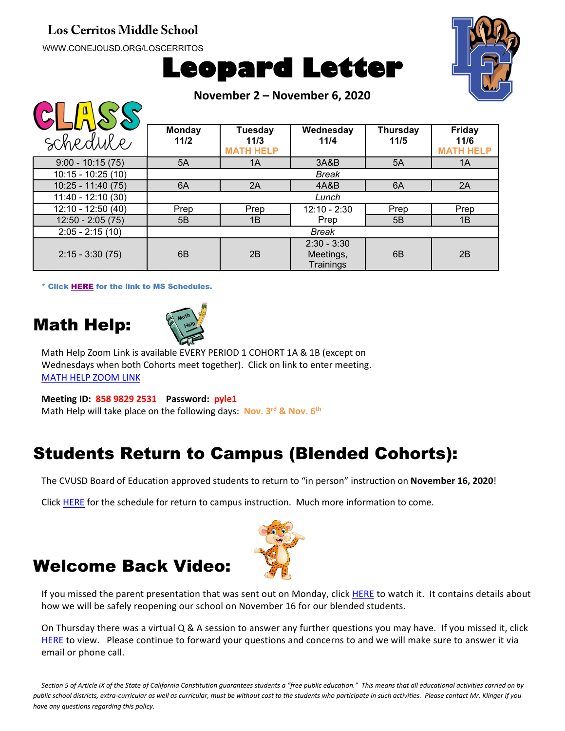**Los Cerritos Middle School**

WWW.CONEJOUSD.ORG/LOSCERRITOS

# Leopard Letter

**November 2 – November 6, 2020**

| CLASS schedule | Monday 11/2 | Tuesday 11/3 MATH HELP | Wednesday 11/4 | Thursday 11/5 | Friday 11/6 MATH HELP |
|---|---|---|---|---|---|
| 9:00 - 10:15 (75) | 5A | 1A | 3A&B | 5A | 1A |
| 10:15 - 10:25 (10) | | | *Break* | | |
| 10:25 - 11:40 (75) | 6A | 2A | 4A&B | 6A | 2A |
| 11:40 - 12:10 (30) | | | *Lunch* | | |
| 12:10 - 12:50 (40) | Prep | Prep | 12:10 - 2:30 Prep | Prep | Prep |
| 12:50 - 2:05 (75) | 5B | 1B | | 5B | 1B |
| 2:05 - 2:15 (10) | | | *Break* | | |
| 2:15 - 3:30 (75) | 6B | 2B | 2:30 - 3:30 Meetings, Trainings | 6B | 2B |

\* Click **HERE** for the link to MS Schedules.

## Math Help:

Math Help Zoom Link is available EVERY PERIOD 1 COHORT 1A & 1B (except on Wednesdays when both Cohorts meet together). Click on link to enter meeting.
MATH HELP ZOOM LINK

**Meeting ID: 858 9829 2531** **Password: pyle1**
Math Help will take place on the following days: **Nov. 3rd & Nov. 6th**

## Students Return to Campus (Blended Cohorts):

The CVUSD Board of Education approved students to return to "in person" instruction on **November 16, 2020**!

Click HERE for the schedule for return to campus instruction. Much more information to come.

## Welcome Back Video:

If you missed the parent presentation that was sent out on Monday, click HERE to watch it. It contains details about how we will be safely reopening our school on November 16 for our blended students.

On Thursday there was a virtual Q & A session to answer any further questions you may have. If you missed it, click HERE to view. Please continue to forward your questions and concerns to and we will make sure to answer it via email or phone call.

*Section 5 of Article IX of the State of California Constitution guarantees students a "free public education." This means that all educational activities carried on by public school districts, extra-curricular as well as curricular, must be without cost to the students who participate in such activities. Please contact Mr. Klinger if you have any questions regarding this policy.*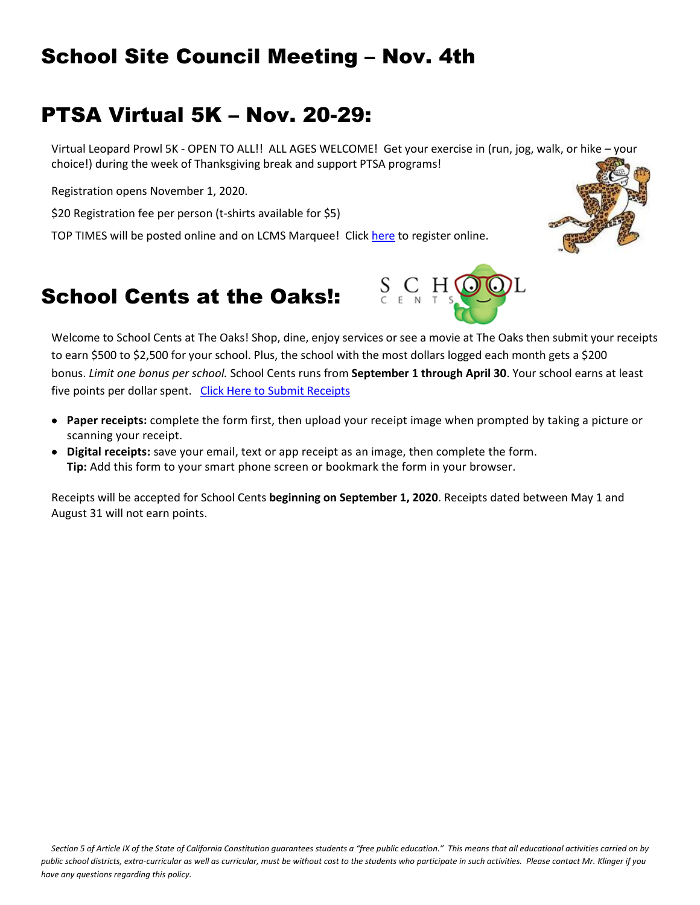## School Site Council Meeting – Nov. 4th

## PTSA Virtual 5K – Nov. 20-29:

Virtual Leopard Prowl 5K - OPEN TO ALL!! ALL AGES WELCOME! Get your exercise in (run, jog, walk, or hike – your choice!) during the week of Thanksgiving break and support PTSA programs!

Registration opens November 1, 2020.

$20 Registration fee per person (t-shirts available for $5)

TOP TIMES will be posted online and on LCMS Marquee! Click here to register online.

## School Cents at the Oaks!:

Welcome to School Cents at The Oaks! Shop, dine, enjoy services or see a movie at The Oaks then submit your receipts to earn $500 to $2,500 for your school. Plus, the school with the most dollars logged each month gets a $200 bonus. *Limit one bonus per school.* School Cents runs from **September 1 through April 30**. Your school earns at least five points per dollar spent. Click Here to Submit Receipts

- **Paper receipts:** complete the form first, then upload your receipt image when prompted by taking a picture or scanning your receipt.
- **Digital receipts:** save your email, text or app receipt as an image, then complete the form.
  **Tip:** Add this form to your smart phone screen or bookmark the form in your browser.

Receipts will be accepted for School Cents **beginning on September 1, 2020**. Receipts dated between May 1 and August 31 will not earn points.

*Section 5 of Article IX of the State of California Constitution guarantees students a "free public education." This means that all educational activities carried on by public school districts, extra-curricular as well as curricular, must be without cost to the students who participate in such activities. Please contact Mr. Klinger if you have any questions regarding this policy.*